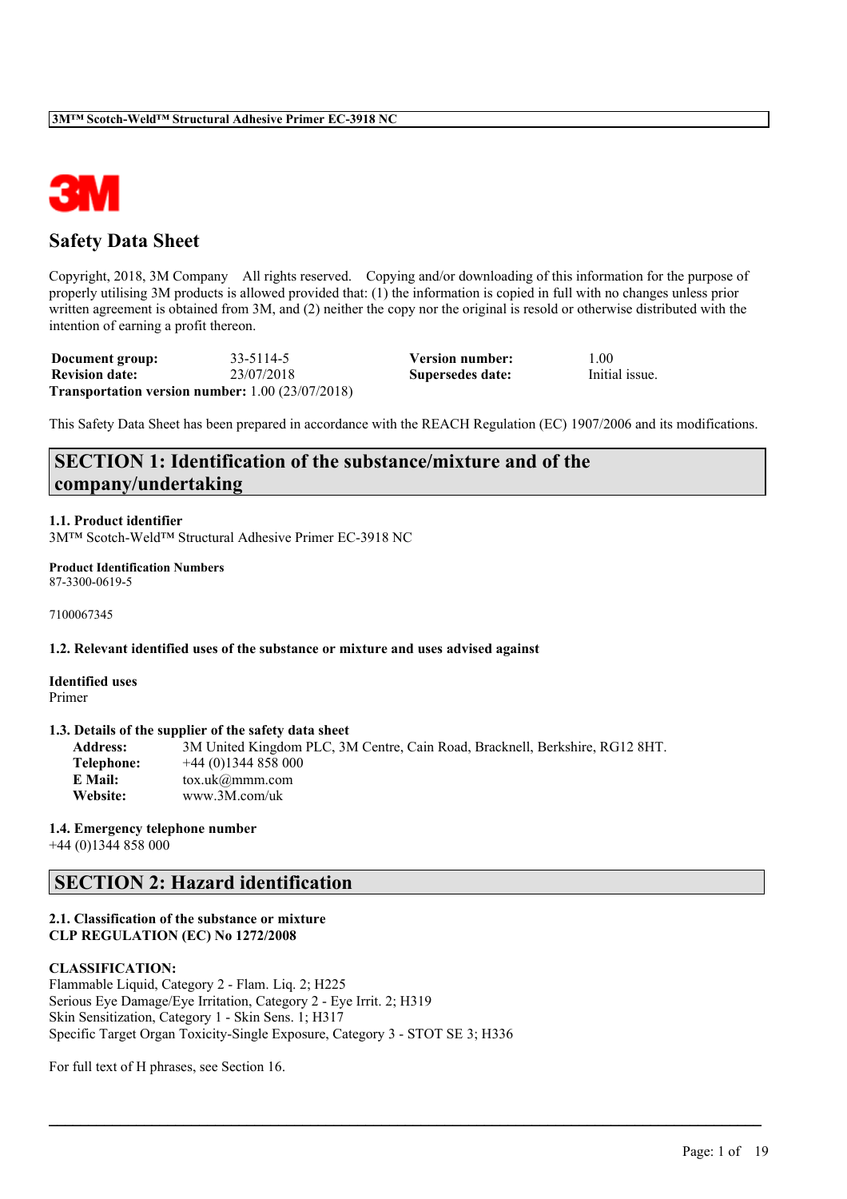# Safety Data Sheet

Copyright, 2018, 3M Company All rights reserved. Copying and/or downloading of this information for the purpose of properly utilising 3M products is allowed provided that: (1) the information is copied in full with no changes unless prior written agreement is obtained from 3M, and (2) neither the copy nor the original is resold or otherwise distributed with the intention of earning a profit thereon.

| | | | |
|---|---|---|---|
| **Document group:** | 33-5114-5 | **Version number:** | 1.00 |
| **Revision date:** | 23/07/2018 | **Supersedes date:** | Initial issue. |

**Transportation version number:** 1.00 (23/07/2018)

This Safety Data Sheet has been prepared in accordance with the REACH Regulation (EC) 1907/2006 and its modifications.

## SECTION 1: Identification of the substance/mixture and of the company/undertaking

### 1.1. Product identifier

3M™ Scotch-Weld™ Structural Adhesive Primer EC-3918 NC

**Product Identification Numbers**

87-3300-0619-5

7100067345

### 1.2. Relevant identified uses of the substance or mixture and uses advised against

**Identified uses**

Primer

### 1.3. Details of the supplier of the safety data sheet

**Address:** 3M United Kingdom PLC, 3M Centre, Cain Road, Bracknell, Berkshire, RG12 8HT.
**Telephone:** +44 (0)1344 858 000
**E Mail:** tox.uk@mmm.com
**Website:** www.3M.com/uk

### 1.4. Emergency telephone number

+44 (0)1344 858 000

## SECTION 2: Hazard identification

### 2.1. Classification of the substance or mixture

**CLP REGULATION (EC) No 1272/2008**

**CLASSIFICATION:**

Flammable Liquid, Category 2 - Flam. Liq. 2; H225
Serious Eye Damage/Eye Irritation, Category 2 - Eye Irrit. 2; H319
Skin Sensitization, Category 1 - Skin Sens. 1; H317
Specific Target Organ Toxicity-Single Exposure, Category 3 - STOT SE 3; H336

For full text of H phrases, see Section 16.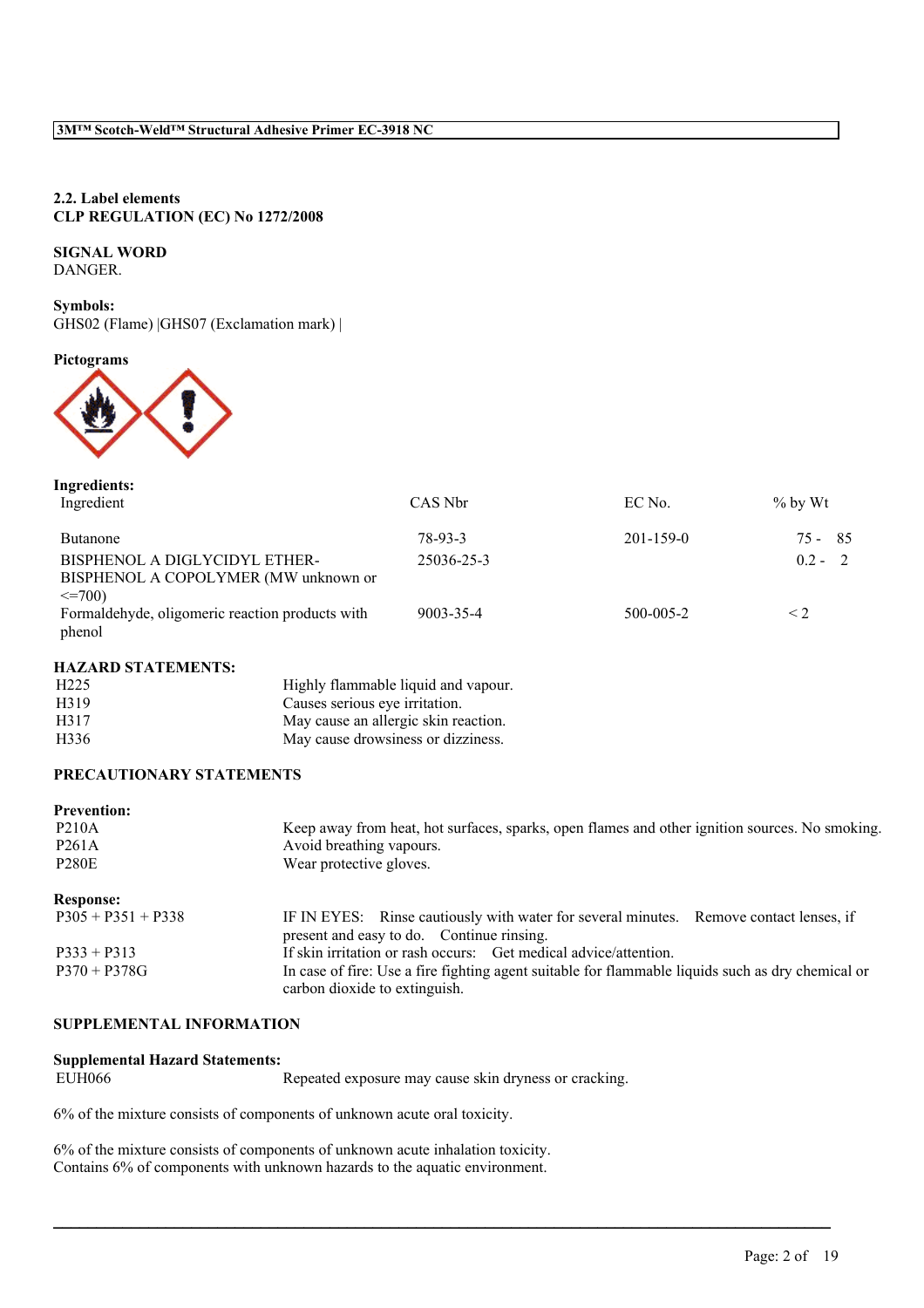**2.2. Label elements**
**CLP REGULATION (EC) No 1272/2008**

**SIGNAL WORD**
DANGER.

**Symbols:**
GHS02 (Flame) |GHS07 (Exclamation mark) |

**Pictograms**

**Ingredients:**

| Ingredient | CAS Nbr | EC No. | % by Wt |
|---|---|---|---|
| Butanone | 78-93-3 | 201-159-0 | 75 - 85 |
| BISPHENOL A DIGLYCIDYL ETHER-BISPHENOL A COPOLYMER (MW unknown or <=700) | 25036-25-3 | | 0.2 - 2 |
| Formaldehyde, oligomeric reaction products with phenol | 9003-35-4 | 500-005-2 | < 2 |

**HAZARD STATEMENTS:**

| | |
|---|---|
| H225 | Highly flammable liquid and vapour. |
| H319 | Causes serious eye irritation. |
| H317 | May cause an allergic skin reaction. |
| H336 | May cause drowsiness or dizziness. |

**PRECAUTIONARY STATEMENTS**

**Prevention:**

| | |
|---|---|
| P210A | Keep away from heat, hot surfaces, sparks, open flames and other ignition sources. No smoking. |
| P261A | Avoid breathing vapours. |
| P280E | Wear protective gloves. |

**Response:**

| | |
|---|---|
| P305 + P351 + P338 | IF IN EYES: Rinse cautiously with water for several minutes. Remove contact lenses, if present and easy to do. Continue rinsing. |
| P333 + P313 | If skin irritation or rash occurs: Get medical advice/attention. |
| P370 + P378G | In case of fire: Use a fire fighting agent suitable for flammable liquids such as dry chemical or carbon dioxide to extinguish. |

**SUPPLEMENTAL INFORMATION**

**Supplemental Hazard Statements:**

| | |
|---|---|
| EUH066 | Repeated exposure may cause skin dryness or cracking. |

6% of the mixture consists of components of unknown acute oral toxicity.

6% of the mixture consists of components of unknown acute inhalation toxicity.
Contains 6% of components with unknown hazards to the aquatic environment.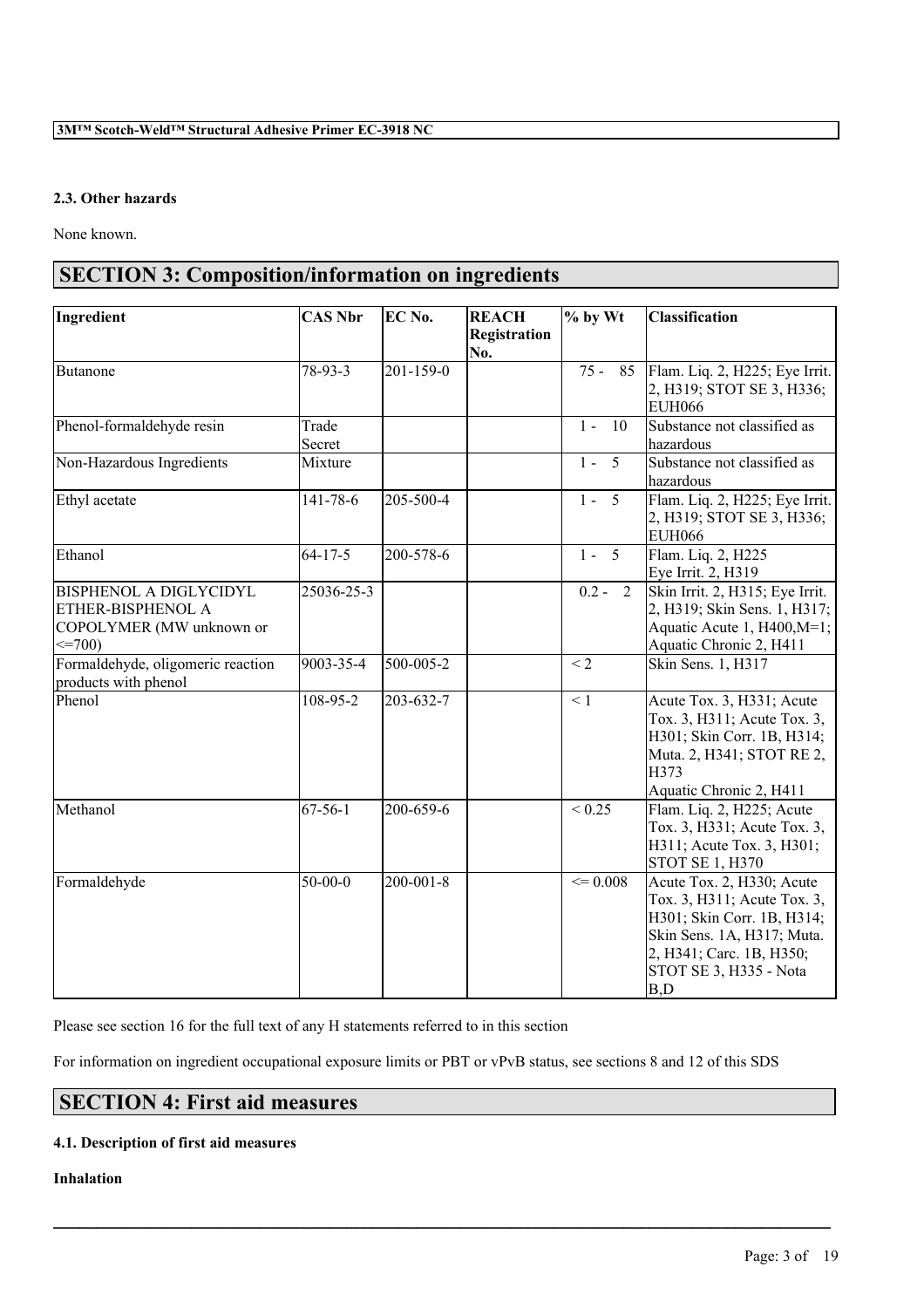### 2.3. Other hazards

None known.

## SECTION 3: Composition/information on ingredients

| Ingredient | CAS Nbr | EC No. | REACH Registration No. | % by Wt | Classification |
|---|---|---|---|---|---|
| Butanone | 78-93-3 | 201-159-0 | | 75 - 85 | Flam. Liq. 2, H225; Eye Irrit. 2, H319; STOT SE 3, H336; EUH066 |
| Phenol-formaldehyde resin | Trade Secret | | | 1 - 10 | Substance not classified as hazardous |
| Non-Hazardous Ingredients | Mixture | | | 1 - 5 | Substance not classified as hazardous |
| Ethyl acetate | 141-78-6 | 205-500-4 | | 1 - 5 | Flam. Liq. 2, H225; Eye Irrit. 2, H319; STOT SE 3, H336; EUH066 |
| Ethanol | 64-17-5 | 200-578-6 | | 1 - 5 | Flam. Liq. 2, H225<br>Eye Irrit. 2, H319 |
| BISPHENOL A DIGLYCIDYL ETHER-BISPHENOL A COPOLYMER (MW unknown or <=700) | 25036-25-3 | | | 0.2 - 2 | Skin Irrit. 2, H315; Eye Irrit. 2, H319; Skin Sens. 1, H317; Aquatic Acute 1, H400,M=1; Aquatic Chronic 2, H411 |
| Formaldehyde, oligomeric reaction products with phenol | 9003-35-4 | 500-005-2 | | < 2 | Skin Sens. 1, H317 |
| Phenol | 108-95-2 | 203-632-7 | | < 1 | Acute Tox. 3, H331; Acute Tox. 3, H311; Acute Tox. 3, H301; Skin Corr. 1B, H314; Muta. 2, H341; STOT RE 2, H373<br>Aquatic Chronic 2, H411 |
| Methanol | 67-56-1 | 200-659-6 | | < 0.25 | Flam. Liq. 2, H225; Acute Tox. 3, H331; Acute Tox. 3, H311; Acute Tox. 3, H301; STOT SE 1, H370 |
| Formaldehyde | 50-00-0 | 200-001-8 | | <= 0.008 | Acute Tox. 2, H330; Acute Tox. 3, H311; Acute Tox. 3, H301; Skin Corr. 1B, H314; Skin Sens. 1A, H317; Muta. 2, H341; Carc. 1B, H350; STOT SE 3, H335 - Nota B,D |

Please see section 16 for the full text of any H statements referred to in this section

For information on ingredient occupational exposure limits or PBT or vPvB status, see sections 8 and 12 of this SDS

## SECTION 4: First aid measures

### 4.1. Description of first aid measures

**Inhalation**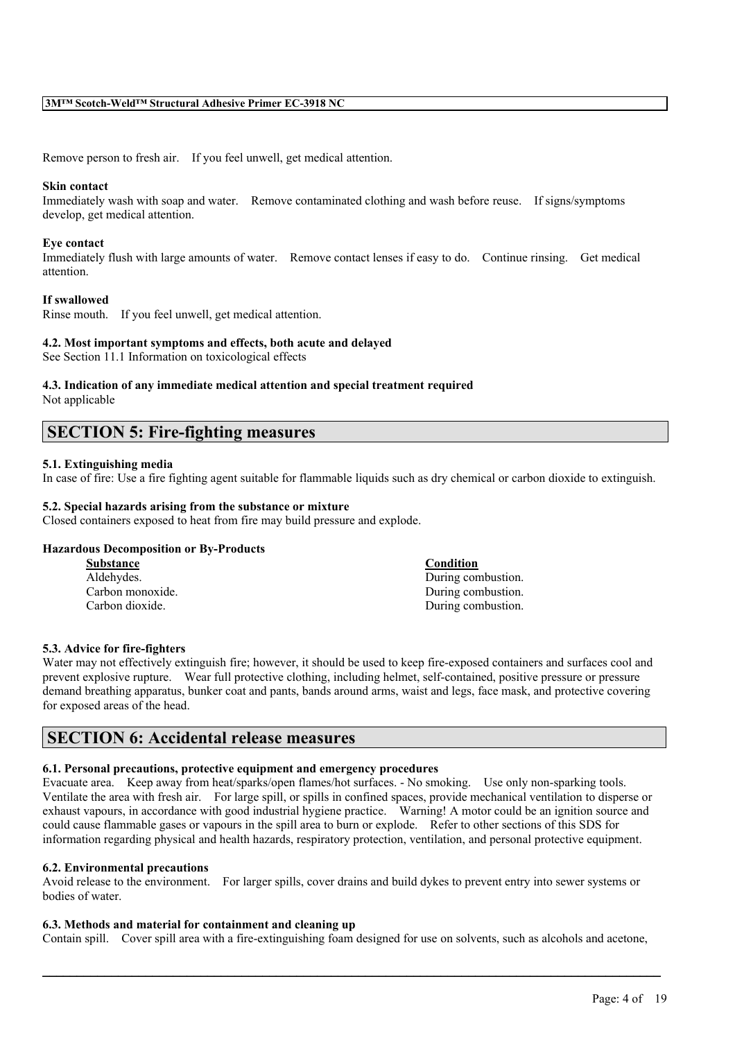Remove person to fresh air. If you feel unwell, get medical attention.

**Skin contact**

Immediately wash with soap and water. Remove contaminated clothing and wash before reuse. If signs/symptoms develop, get medical attention.

**Eye contact**

Immediately flush with large amounts of water. Remove contact lenses if easy to do. Continue rinsing. Get medical attention.

**If swallowed**

Rinse mouth. If you feel unwell, get medical attention.

**4.2. Most important symptoms and effects, both acute and delayed**

See Section 11.1 Information on toxicological effects

**4.3. Indication of any immediate medical attention and special treatment required**

Not applicable

## SECTION 5: Fire-fighting measures

**5.1. Extinguishing media**

In case of fire: Use a fire fighting agent suitable for flammable liquids such as dry chemical or carbon dioxide to extinguish.

**5.2. Special hazards arising from the substance or mixture**

Closed containers exposed to heat from fire may build pressure and explode.

**Hazardous Decomposition or By-Products**

| Substance | Condition |
|---|---|
| Aldehydes. | During combustion. |
| Carbon monoxide. | During combustion. |
| Carbon dioxide. | During combustion. |

**5.3. Advice for fire-fighters**

Water may not effectively extinguish fire; however, it should be used to keep fire-exposed containers and surfaces cool and prevent explosive rupture. Wear full protective clothing, including helmet, self-contained, positive pressure or pressure demand breathing apparatus, bunker coat and pants, bands around arms, waist and legs, face mask, and protective covering for exposed areas of the head.

## SECTION 6: Accidental release measures

**6.1. Personal precautions, protective equipment and emergency procedures**

Evacuate area. Keep away from heat/sparks/open flames/hot surfaces. - No smoking. Use only non-sparking tools. Ventilate the area with fresh air. For large spill, or spills in confined spaces, provide mechanical ventilation to disperse or exhaust vapours, in accordance with good industrial hygiene practice. Warning! A motor could be an ignition source and could cause flammable gases or vapours in the spill area to burn or explode. Refer to other sections of this SDS for information regarding physical and health hazards, respiratory protection, ventilation, and personal protective equipment.

**6.2. Environmental precautions**

Avoid release to the environment. For larger spills, cover drains and build dykes to prevent entry into sewer systems or bodies of water.

**6.3. Methods and material for containment and cleaning up**

Contain spill. Cover spill area with a fire-extinguishing foam designed for use on solvents, such as alcohols and acetone,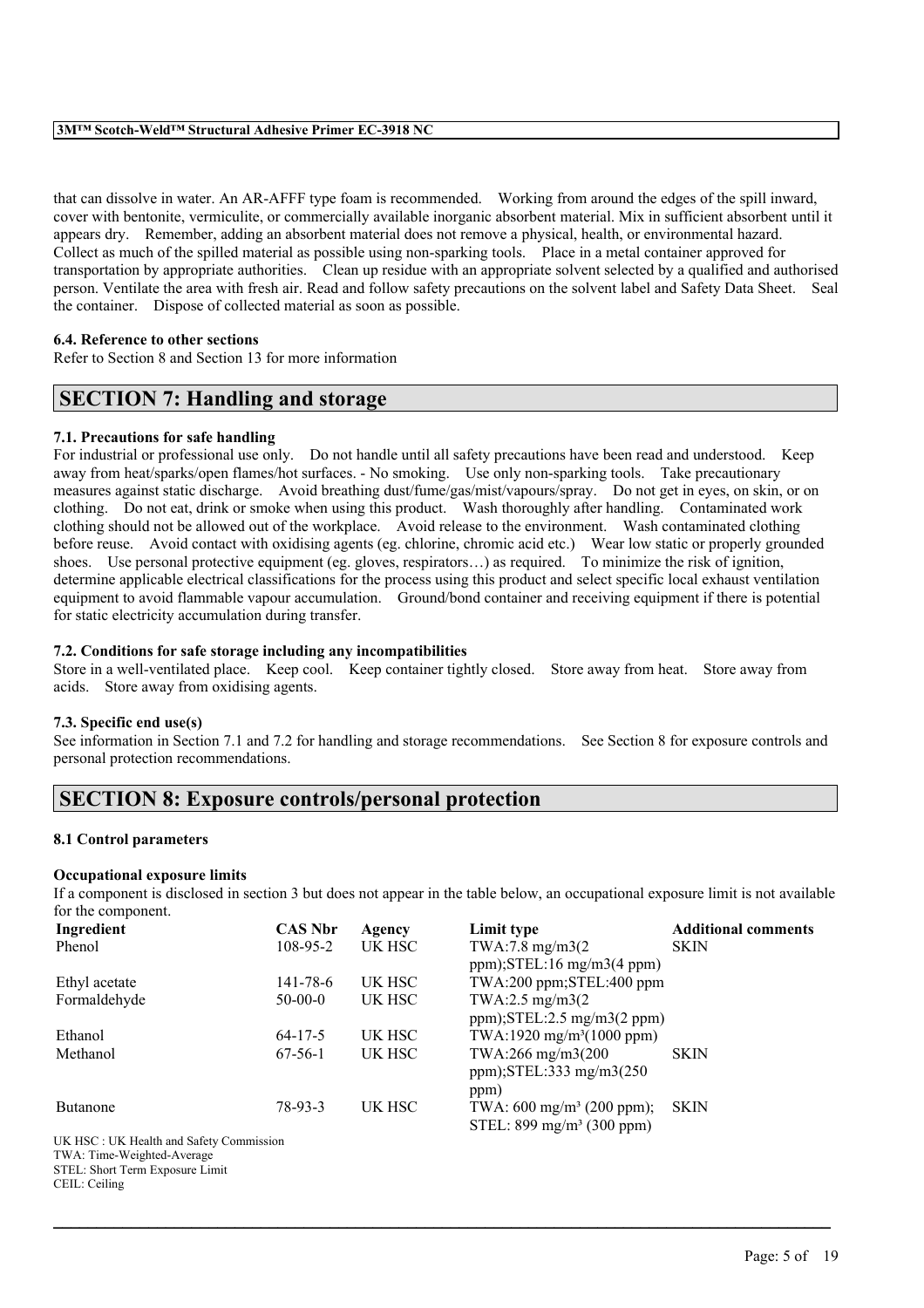that can dissolve in water. An AR-AFFF type foam is recommended. Working from around the edges of the spill inward, cover with bentonite, vermiculite, or commercially available inorganic absorbent material. Mix in sufficient absorbent until it appears dry. Remember, adding an absorbent material does not remove a physical, health, or environmental hazard. Collect as much of the spilled material as possible using non-sparking tools. Place in a metal container approved for transportation by appropriate authorities. Clean up residue with an appropriate solvent selected by a qualified and authorised person. Ventilate the area with fresh air. Read and follow safety precautions on the solvent label and Safety Data Sheet. Seal the container. Dispose of collected material as soon as possible.

### 6.4. Reference to other sections

Refer to Section 8 and Section 13 for more information

## SECTION 7: Handling and storage

### 7.1. Precautions for safe handling

For industrial or professional use only. Do not handle until all safety precautions have been read and understood. Keep away from heat/sparks/open flames/hot surfaces. - No smoking. Use only non-sparking tools. Take precautionary measures against static discharge. Avoid breathing dust/fume/gas/mist/vapours/spray. Do not get in eyes, on skin, or on clothing. Do not eat, drink or smoke when using this product. Wash thoroughly after handling. Contaminated work clothing should not be allowed out of the workplace. Avoid release to the environment. Wash contaminated clothing before reuse. Avoid contact with oxidising agents (eg. chlorine, chromic acid etc.) Wear low static or properly grounded shoes. Use personal protective equipment (eg. gloves, respirators…) as required. To minimize the risk of ignition, determine applicable electrical classifications for the process using this product and select specific local exhaust ventilation equipment to avoid flammable vapour accumulation. Ground/bond container and receiving equipment if there is potential for static electricity accumulation during transfer.

### 7.2. Conditions for safe storage including any incompatibilities

Store in a well-ventilated place. Keep cool. Keep container tightly closed. Store away from heat. Store away from acids. Store away from oxidising agents.

### 7.3. Specific end use(s)

See information in Section 7.1 and 7.2 for handling and storage recommendations. See Section 8 for exposure controls and personal protection recommendations.

## SECTION 8: Exposure controls/personal protection

### 8.1 Control parameters

#### Occupational exposure limits

If a component is disclosed in section 3 but does not appear in the table below, an occupational exposure limit is not available for the component.

| Ingredient | CAS Nbr | Agency | Limit type | Additional comments |
|---|---|---|---|---|
| Phenol | 108-95-2 | UK HSC | TWA:7.8 mg/m3(2 ppm);STEL:16 mg/m3(4 ppm) | SKIN |
| Ethyl acetate | 141-78-6 | UK HSC | TWA:200 ppm;STEL:400 ppm | |
| Formaldehyde | 50-00-0 | UK HSC | TWA:2.5 mg/m3(2 ppm);STEL:2.5 mg/m3(2 ppm) | |
| Ethanol | 64-17-5 | UK HSC | TWA:1920 mg/m³(1000 ppm) | |
| Methanol | 67-56-1 | UK HSC | TWA:266 mg/m3(200 ppm);STEL:333 mg/m3(250 ppm) | SKIN |
| Butanone | 78-93-3 | UK HSC | TWA: 600 mg/m³ (200 ppm); STEL: 899 mg/m³ (300 ppm) | SKIN |

UK HSC : UK Health and Safety Commission
TWA: Time-Weighted-Average
STEL: Short Term Exposure Limit
CEIL: Ceiling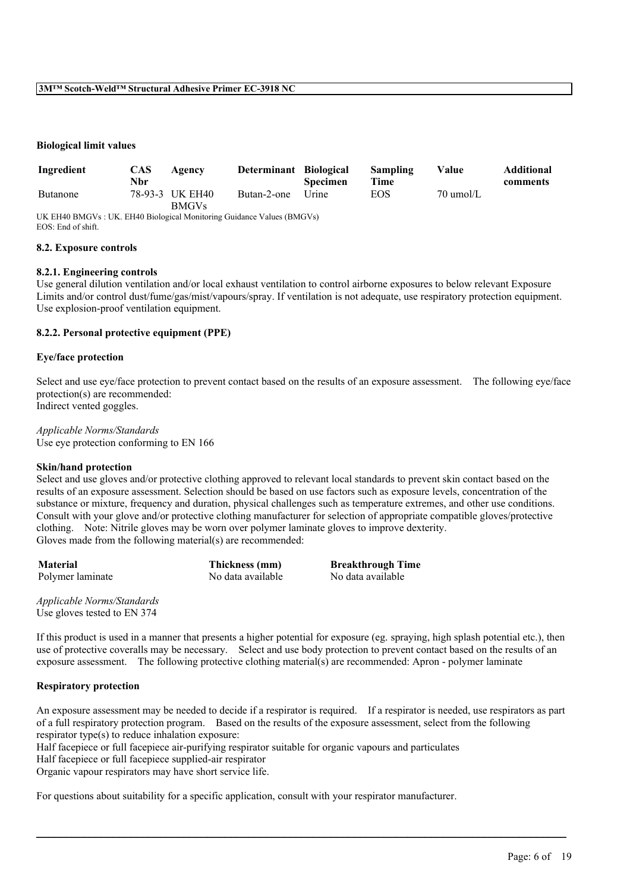**Biological limit values**

| Ingredient | CAS Nbr | Agency | Determinant | Biological Specimen | Sampling Time | Value | Additional comments |
|---|---|---|---|---|---|---|---|
| Butanone | 78-93-3 | UK EH40 BMGVs | Butan-2-one | Urine | EOS | 70 umol/L | |

UK EH40 BMGVs : UK. EH40 Biological Monitoring Guidance Values (BMGVs)
EOS: End of shift.

### 8.2. Exposure controls

#### 8.2.1. Engineering controls

Use general dilution ventilation and/or local exhaust ventilation to control airborne exposures to below relevant Exposure Limits and/or control dust/fume/gas/mist/vapours/spray. If ventilation is not adequate, use respiratory protection equipment. Use explosion-proof ventilation equipment.

#### 8.2.2. Personal protective equipment (PPE)

**Eye/face protection**

Select and use eye/face protection to prevent contact based on the results of an exposure assessment. The following eye/face protection(s) are recommended:
Indirect vented goggles.

*Applicable Norms/Standards*
Use eye protection conforming to EN 166

**Skin/hand protection**

Select and use gloves and/or protective clothing approved to relevant local standards to prevent skin contact based on the results of an exposure assessment. Selection should be based on use factors such as exposure levels, concentration of the substance or mixture, frequency and duration, physical challenges such as temperature extremes, and other use conditions. Consult with your glove and/or protective clothing manufacturer for selection of appropriate compatible gloves/protective clothing. Note: Nitrile gloves may be worn over polymer laminate gloves to improve dexterity.
Gloves made from the following material(s) are recommended:

| Material | Thickness (mm) | Breakthrough Time |
|---|---|---|
| Polymer laminate | No data available | No data available |

*Applicable Norms/Standards*
Use gloves tested to EN 374

If this product is used in a manner that presents a higher potential for exposure (eg. spraying, high splash potential etc.), then use of protective coveralls may be necessary. Select and use body protection to prevent contact based on the results of an exposure assessment. The following protective clothing material(s) are recommended: Apron - polymer laminate

**Respiratory protection**

An exposure assessment may be needed to decide if a respirator is required. If a respirator is needed, use respirators as part of a full respiratory protection program. Based on the results of the exposure assessment, select from the following respirator type(s) to reduce inhalation exposure:
Half facepiece or full facepiece air-purifying respirator suitable for organic vapours and particulates
Half facepiece or full facepiece supplied-air respirator
Organic vapour respirators may have short service life.

For questions about suitability for a specific application, consult with your respirator manufacturer.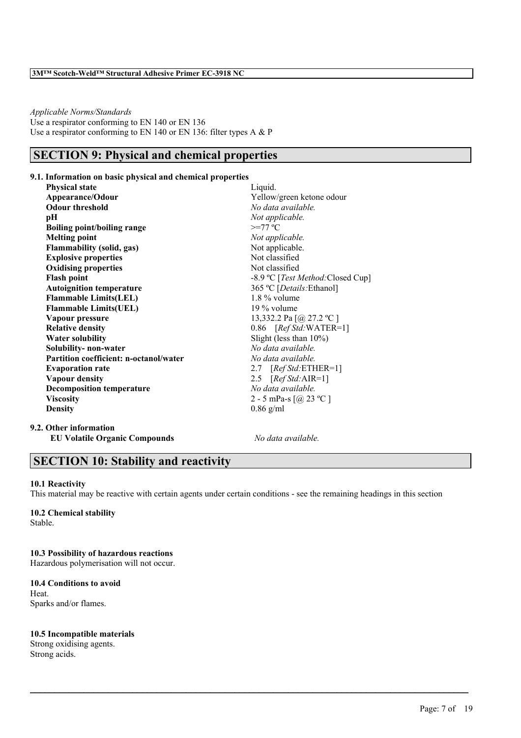*Applicable Norms/Standards*
Use a respirator conforming to EN 140 or EN 136
Use a respirator conforming to EN 140 or EN 136: filter types A & P

## SECTION 9: Physical and chemical properties

### 9.1. Information on basic physical and chemical properties

| | |
|---|---|
| **Physical state** | Liquid. |
| **Appearance/Odour** | Yellow/green ketone odour |
| **Odour threshold** | *No data available.* |
| **pH** | *Not applicable.* |
| **Boiling point/boiling range** | >=77 ºC |
| **Melting point** | *Not applicable.* |
| **Flammability (solid, gas)** | Not applicable. |
| **Explosive properties** | Not classified |
| **Oxidising properties** | Not classified |
| **Flash point** | -8.9 ºC [*Test Method:*Closed Cup] |
| **Autoignition temperature** | 365 ºC [*Details:*Ethanol] |
| **Flammable Limits(LEL)** | 1.8 % volume |
| **Flammable Limits(UEL)** | 19 % volume |
| **Vapour pressure** | 13,332.2 Pa [@ 27.2 ºC ] |
| **Relative density** | 0.86 [*Ref Std:*WATER=1] |
| **Water solubility** | Slight (less than 10%) |
| **Solubility- non-water** | *No data available.* |
| **Partition coefficient: n-octanol/water** | *No data available.* |
| **Evaporation rate** | 2.7 [*Ref Std:*ETHER=1] |
| **Vapour density** | 2.5 [*Ref Std:*AIR=1] |
| **Decomposition temperature** | *No data available.* |
| **Viscosity** | 2 - 5 mPa-s [@ 23 ºC ] |
| **Density** | 0.86 g/ml |

### 9.2. Other information

| | |
|---|---|
| **EU Volatile Organic Compounds** | *No data available.* |

## SECTION 10: Stability and reactivity

### 10.1 Reactivity
This material may be reactive with certain agents under certain conditions - see the remaining headings in this section

### 10.2 Chemical stability
Stable.

### 10.3 Possibility of hazardous reactions
Hazardous polymerisation will not occur.

### 10.4 Conditions to avoid
Heat.
Sparks and/or flames.

### 10.5 Incompatible materials
Strong oxidising agents.
Strong acids.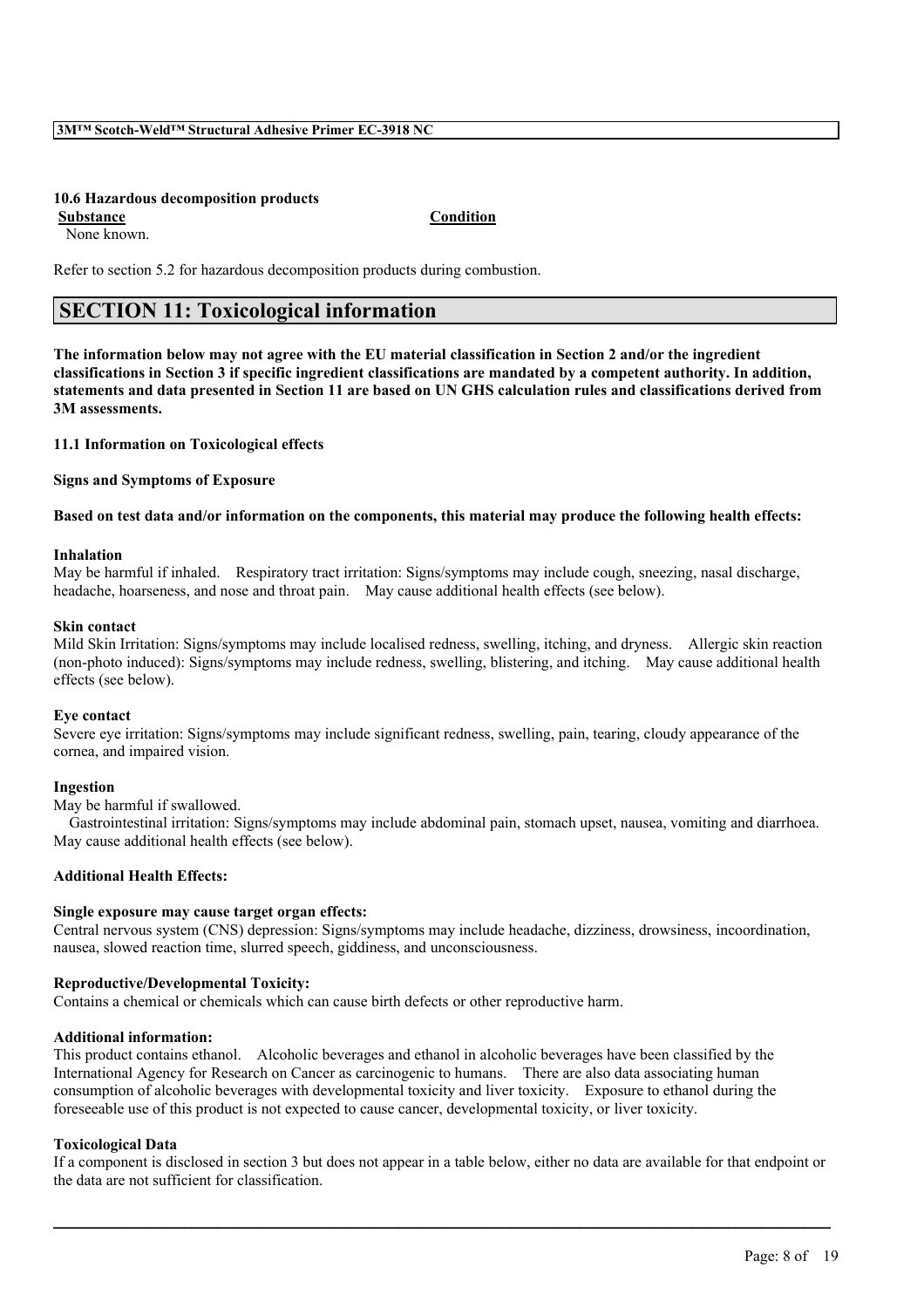#### 10.6 Hazardous decomposition products

| Substance | Condition |
| --- | --- |
| None known. | |

Refer to section 5.2 for hazardous decomposition products during combustion.

## SECTION 11: Toxicological information

**The information below may not agree with the EU material classification in Section 2 and/or the ingredient classifications in Section 3 if specific ingredient classifications are mandated by a competent authority. In addition, statements and data presented in Section 11 are based on UN GHS calculation rules and classifications derived from 3M assessments.**

### 11.1 Information on Toxicological effects

**Signs and Symptoms of Exposure**

**Based on test data and/or information on the components, this material may produce the following health effects:**

**Inhalation**

May be harmful if inhaled. Respiratory tract irritation: Signs/symptoms may include cough, sneezing, nasal discharge, headache, hoarseness, and nose and throat pain. May cause additional health effects (see below).

**Skin contact**

Mild Skin Irritation: Signs/symptoms may include localised redness, swelling, itching, and dryness. Allergic skin reaction (non-photo induced): Signs/symptoms may include redness, swelling, blistering, and itching. May cause additional health effects (see below).

**Eye contact**

Severe eye irritation: Signs/symptoms may include significant redness, swelling, pain, tearing, cloudy appearance of the cornea, and impaired vision.

**Ingestion**

May be harmful if swallowed.

Gastrointestinal irritation: Signs/symptoms may include abdominal pain, stomach upset, nausea, vomiting and diarrhoea. May cause additional health effects (see below).

**Additional Health Effects:**

**Single exposure may cause target organ effects:**

Central nervous system (CNS) depression: Signs/symptoms may include headache, dizziness, drowsiness, incoordination, nausea, slowed reaction time, slurred speech, giddiness, and unconsciousness.

**Reproductive/Developmental Toxicity:**

Contains a chemical or chemicals which can cause birth defects or other reproductive harm.

**Additional information:**

This product contains ethanol. Alcoholic beverages and ethanol in alcoholic beverages have been classified by the International Agency for Research on Cancer as carcinogenic to humans. There are also data associating human consumption of alcoholic beverages with developmental toxicity and liver toxicity. Exposure to ethanol during the foreseeable use of this product is not expected to cause cancer, developmental toxicity, or liver toxicity.

**Toxicological Data**

If a component is disclosed in section 3 but does not appear in a table below, either no data are available for that endpoint or the data are not sufficient for classification.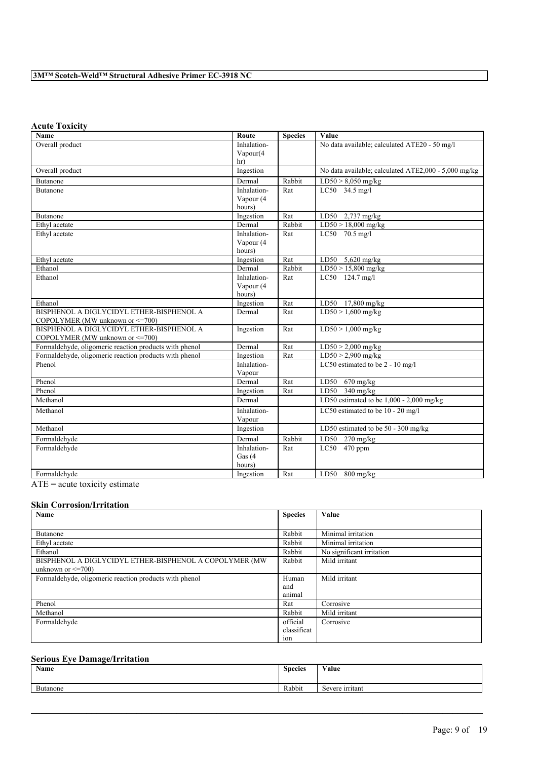### Acute Toxicity

| Name | Route | Species | Value |
|---|---|---|---|
| Overall product | Inhalation-Vapour(4 hr) | | No data available; calculated ATE20 - 50 mg/l |
| Overall product | Ingestion | | No data available; calculated ATE2,000 - 5,000 mg/kg |
| Butanone | Dermal | Rabbit | LD50 > 8,050 mg/kg |
| Butanone | Inhalation-Vapour (4 hours) | Rat | LC50 34.5 mg/l |
| Butanone | Ingestion | Rat | LD50 2,737 mg/kg |
| Ethyl acetate | Dermal | Rabbit | LD50 > 18,000 mg/kg |
| Ethyl acetate | Inhalation-Vapour (4 hours) | Rat | LC50 70.5 mg/l |
| Ethyl acetate | Ingestion | Rat | LD50 5,620 mg/kg |
| Ethanol | Dermal | Rabbit | LD50 > 15,800 mg/kg |
| Ethanol | Inhalation-Vapour (4 hours) | Rat | LC50 124.7 mg/l |
| Ethanol | Ingestion | Rat | LD50 17,800 mg/kg |
| BISPHENOL A DIGLYCIDYL ETHER-BISPHENOL A COPOLYMER (MW unknown or <=700) | Dermal | Rat | LD50 > 1,600 mg/kg |
| BISPHENOL A DIGLYCIDYL ETHER-BISPHENOL A COPOLYMER (MW unknown or <=700) | Ingestion | Rat | LD50 > 1,000 mg/kg |
| Formaldehyde, oligomeric reaction products with phenol | Dermal | Rat | LD50 > 2,000 mg/kg |
| Formaldehyde, oligomeric reaction products with phenol | Ingestion | Rat | LD50 > 2,900 mg/kg |
| Phenol | Inhalation-Vapour | | LC50 estimated to be 2 - 10 mg/l |
| Phenol | Dermal | Rat | LD50 670 mg/kg |
| Phenol | Ingestion | Rat | LD50 340 mg/kg |
| Methanol | Dermal | | LD50 estimated to be 1,000 - 2,000 mg/kg |
| Methanol | Inhalation-Vapour | | LC50 estimated to be 10 - 20 mg/l |
| Methanol | Ingestion | | LD50 estimated to be 50 - 300 mg/kg |
| Formaldehyde | Dermal | Rabbit | LD50 270 mg/kg |
| Formaldehyde | Inhalation-Gas (4 hours) | Rat | LC50 470 ppm |
| Formaldehyde | Ingestion | Rat | LD50 800 mg/kg |

ATE = acute toxicity estimate

### Skin Corrosion/Irritation

| Name | Species | Value |
|---|---|---|
| Butanone | Rabbit | Minimal irritation |
| Ethyl acetate | Rabbit | Minimal irritation |
| Ethanol | Rabbit | No significant irritation |
| BISPHENOL A DIGLYCIDYL ETHER-BISPHENOL A COPOLYMER (MW unknown or <=700) | Rabbit | Mild irritant |
| Formaldehyde, oligomeric reaction products with phenol | Human and animal | Mild irritant |
| Phenol | Rat | Corrosive |
| Methanol | Rabbit | Mild irritant |
| Formaldehyde | official classification | Corrosive |

### Serious Eye Damage/Irritation

| Name | Species | Value |
|---|---|---|
| Butanone | Rabbit | Severe irritant |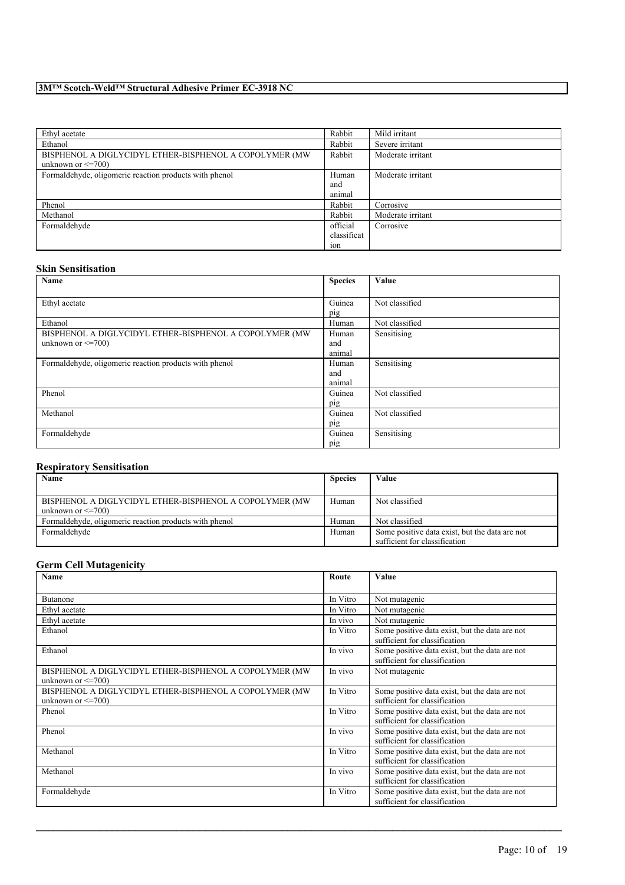| | | |
|---|---|---|
| Ethyl acetate | Rabbit | Mild irritant |
| Ethanol | Rabbit | Severe irritant |
| BISPHENOL A DIGLYCIDYL ETHER-BISPHENOL A COPOLYMER (MW unknown or <=700) | Rabbit | Moderate irritant |
| Formaldehyde, oligomeric reaction products with phenol | Human and animal | Moderate irritant |
| Phenol | Rabbit | Corrosive |
| Methanol | Rabbit | Moderate irritant |
| Formaldehyde | official classification | Corrosive |

### Skin Sensitisation

| Name | Species | Value |
|---|---|---|
| Ethyl acetate | Guinea pig | Not classified |
| Ethanol | Human | Not classified |
| BISPHENOL A DIGLYCIDYL ETHER-BISPHENOL A COPOLYMER (MW unknown or <=700) | Human and animal | Sensitising |
| Formaldehyde, oligomeric reaction products with phenol | Human and animal | Sensitising |
| Phenol | Guinea pig | Not classified |
| Methanol | Guinea pig | Not classified |
| Formaldehyde | Guinea pig | Sensitising |

### Respiratory Sensitisation

| Name | Species | Value |
|---|---|---|
| BISPHENOL A DIGLYCIDYL ETHER-BISPHENOL A COPOLYMER (MW unknown or <=700) | Human | Not classified |
| Formaldehyde, oligomeric reaction products with phenol | Human | Not classified |
| Formaldehyde | Human | Some positive data exist, but the data are not sufficient for classification |

### Germ Cell Mutagenicity

| Name | Route | Value |
|---|---|---|
| Butanone | In Vitro | Not mutagenic |
| Ethyl acetate | In Vitro | Not mutagenic |
| Ethyl acetate | In vivo | Not mutagenic |
| Ethanol | In Vitro | Some positive data exist, but the data are not sufficient for classification |
| Ethanol | In vivo | Some positive data exist, but the data are not sufficient for classification |
| BISPHENOL A DIGLYCIDYL ETHER-BISPHENOL A COPOLYMER (MW unknown or <=700) | In vivo | Not mutagenic |
| BISPHENOL A DIGLYCIDYL ETHER-BISPHENOL A COPOLYMER (MW unknown or <=700) | In Vitro | Some positive data exist, but the data are not sufficient for classification |
| Phenol | In Vitro | Some positive data exist, but the data are not sufficient for classification |
| Phenol | In vivo | Some positive data exist, but the data are not sufficient for classification |
| Methanol | In Vitro | Some positive data exist, but the data are not sufficient for classification |
| Methanol | In vivo | Some positive data exist, but the data are not sufficient for classification |
| Formaldehyde | In Vitro | Some positive data exist, but the data are not sufficient for classification |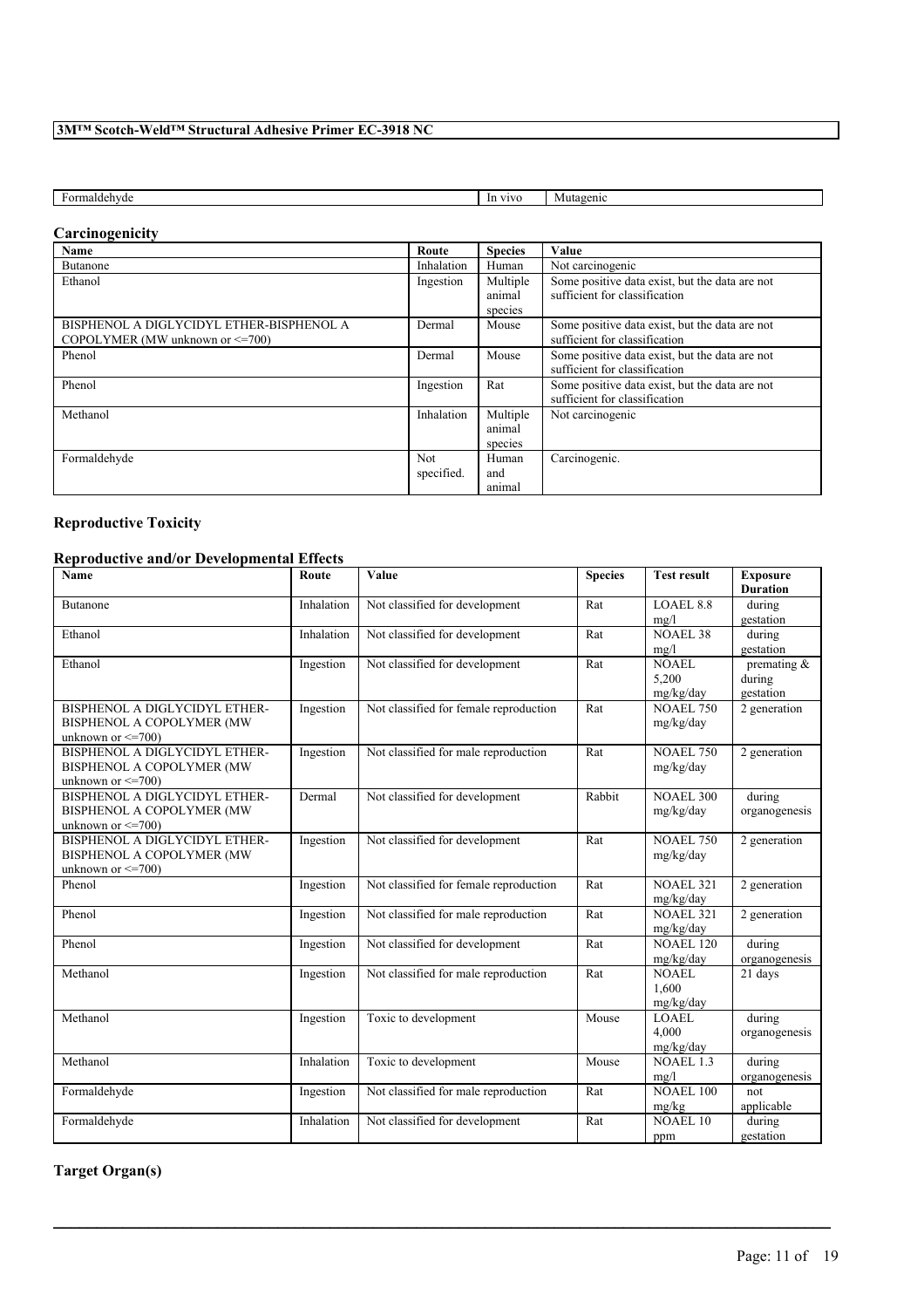| Formaldehyde | In vivo | Mutagenic |
|---|---|---|

## Carcinogenicity

| Name | Route | Species | Value |
|---|---|---|---|
| Butanone | Inhalation | Human | Not carcinogenic |
| Ethanol | Ingestion | Multiple animal species | Some positive data exist, but the data are not sufficient for classification |
| BISPHENOL A DIGLYCIDYL ETHER-BISPHENOL A COPOLYMER (MW unknown or <=700) | Dermal | Mouse | Some positive data exist, but the data are not sufficient for classification |
| Phenol | Dermal | Mouse | Some positive data exist, but the data are not sufficient for classification |
| Phenol | Ingestion | Rat | Some positive data exist, but the data are not sufficient for classification |
| Methanol | Inhalation | Multiple animal species | Not carcinogenic |
| Formaldehyde | Not specified. | Human and animal | Carcinogenic. |

## Reproductive Toxicity

### Reproductive and/or Developmental Effects

| Name | Route | Value | Species | Test result | Exposure Duration |
|---|---|---|---|---|---|
| Butanone | Inhalation | Not classified for development | Rat | LOAEL 8.8 mg/l | during gestation |
| Ethanol | Inhalation | Not classified for development | Rat | NOAEL 38 mg/l | during gestation |
| Ethanol | Ingestion | Not classified for development | Rat | NOAEL 5,200 mg/kg/day | premating & during gestation |
| BISPHENOL A DIGLYCIDYL ETHER-BISPHENOL A COPOLYMER (MW unknown or <=700) | Ingestion | Not classified for female reproduction | Rat | NOAEL 750 mg/kg/day | 2 generation |
| BISPHENOL A DIGLYCIDYL ETHER-BISPHENOL A COPOLYMER (MW unknown or <=700) | Ingestion | Not classified for male reproduction | Rat | NOAEL 750 mg/kg/day | 2 generation |
| BISPHENOL A DIGLYCIDYL ETHER-BISPHENOL A COPOLYMER (MW unknown or <=700) | Dermal | Not classified for development | Rabbit | NOAEL 300 mg/kg/day | during organogenesis |
| BISPHENOL A DIGLYCIDYL ETHER-BISPHENOL A COPOLYMER (MW unknown or <=700) | Ingestion | Not classified for development | Rat | NOAEL 750 mg/kg/day | 2 generation |
| Phenol | Ingestion | Not classified for female reproduction | Rat | NOAEL 321 mg/kg/day | 2 generation |
| Phenol | Ingestion | Not classified for male reproduction | Rat | NOAEL 321 mg/kg/day | 2 generation |
| Phenol | Ingestion | Not classified for development | Rat | NOAEL 120 mg/kg/day | during organogenesis |
| Methanol | Ingestion | Not classified for male reproduction | Rat | NOAEL 1,600 mg/kg/day | 21 days |
| Methanol | Ingestion | Toxic to development | Mouse | LOAEL 4,000 mg/kg/day | during organogenesis |
| Methanol | Inhalation | Toxic to development | Mouse | NOAEL 1.3 mg/l | during organogenesis |
| Formaldehyde | Ingestion | Not classified for male reproduction | Rat | NOAEL 100 mg/kg | not applicable |
| Formaldehyde | Inhalation | Not classified for development | Rat | NOAEL 10 ppm | during gestation |

## Target Organ(s)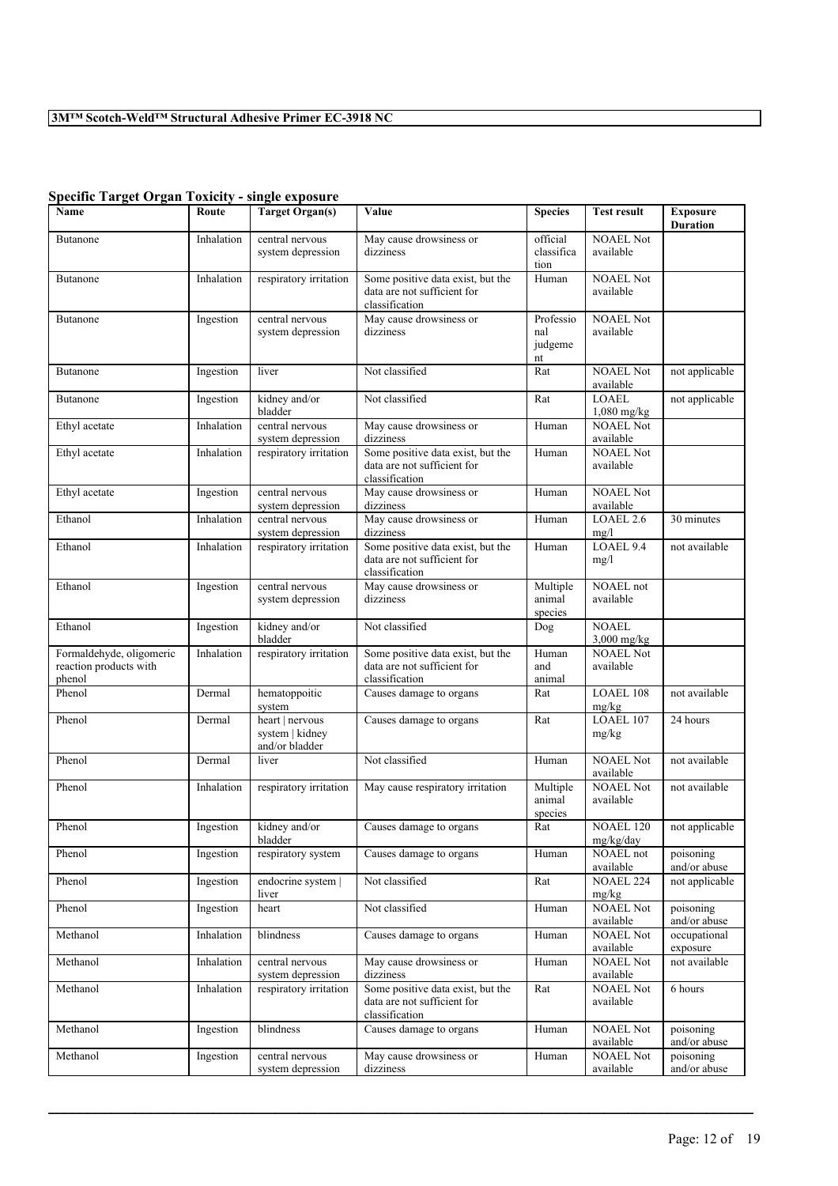### Specific Target Organ Toxicity - single exposure

| Name | Route | Target Organ(s) | Value | Species | Test result | Exposure Duration |
|---|---|---|---|---|---|---|
| Butanone | Inhalation | central nervous system depression | May cause drowsiness or dizziness | official classification | NOAEL Not available | |
| Butanone | Inhalation | respiratory irritation | Some positive data exist, but the data are not sufficient for classification | Human | NOAEL Not available | |
| Butanone | Ingestion | central nervous system depression | May cause drowsiness or dizziness | Professional judgement | NOAEL Not available | |
| Butanone | Ingestion | liver | Not classified | Rat | NOAEL Not available | not applicable |
| Butanone | Ingestion | kidney and/or bladder | Not classified | Rat | LOAEL 1,080 mg/kg | not applicable |
| Ethyl acetate | Inhalation | central nervous system depression | May cause drowsiness or dizziness | Human | NOAEL Not available | |
| Ethyl acetate | Inhalation | respiratory irritation | Some positive data exist, but the data are not sufficient for classification | Human | NOAEL Not available | |
| Ethyl acetate | Ingestion | central nervous system depression | May cause drowsiness or dizziness | Human | NOAEL Not available | |
| Ethanol | Inhalation | central nervous system depression | May cause drowsiness or dizziness | Human | LOAEL 2.6 mg/l | 30 minutes |
| Ethanol | Inhalation | respiratory irritation | Some positive data exist, but the data are not sufficient for classification | Human | LOAEL 9.4 mg/l | not available |
| Ethanol | Ingestion | central nervous system depression | May cause drowsiness or dizziness | Multiple animal species | NOAEL not available | |
| Ethanol | Ingestion | kidney and/or bladder | Not classified | Dog | NOAEL 3,000 mg/kg | |
| Formaldehyde, oligomeric reaction products with phenol | Inhalation | respiratory irritation | Some positive data exist, but the data are not sufficient for classification | Human and animal | NOAEL Not available | |
| Phenol | Dermal | hematoppoitic system | Causes damage to organs | Rat | LOAEL 108 mg/kg | not available |
| Phenol | Dermal | heart \| nervous system \| kidney and/or bladder | Causes damage to organs | Rat | LOAEL 107 mg/kg | 24 hours |
| Phenol | Dermal | liver | Not classified | Human | NOAEL Not available | not available |
| Phenol | Inhalation | respiratory irritation | May cause respiratory irritation | Multiple animal species | NOAEL Not available | not available |
| Phenol | Ingestion | kidney and/or bladder | Causes damage to organs | Rat | NOAEL 120 mg/kg/day | not applicable |
| Phenol | Ingestion | respiratory system | Causes damage to organs | Human | NOAEL not available | poisoning and/or abuse |
| Phenol | Ingestion | endocrine system \| liver | Not classified | Rat | NOAEL 224 mg/kg | not applicable |
| Phenol | Ingestion | heart | Not classified | Human | NOAEL Not available | poisoning and/or abuse |
| Methanol | Inhalation | blindness | Causes damage to organs | Human | NOAEL Not available | occupational exposure |
| Methanol | Inhalation | central nervous system depression | May cause drowsiness or dizziness | Human | NOAEL Not available | not available |
| Methanol | Inhalation | respiratory irritation | Some positive data exist, but the data are not sufficient for classification | Rat | NOAEL Not available | 6 hours |
| Methanol | Ingestion | blindness | Causes damage to organs | Human | NOAEL Not available | poisoning and/or abuse |
| Methanol | Ingestion | central nervous system depression | May cause drowsiness or dizziness | Human | NOAEL Not available | poisoning and/or abuse |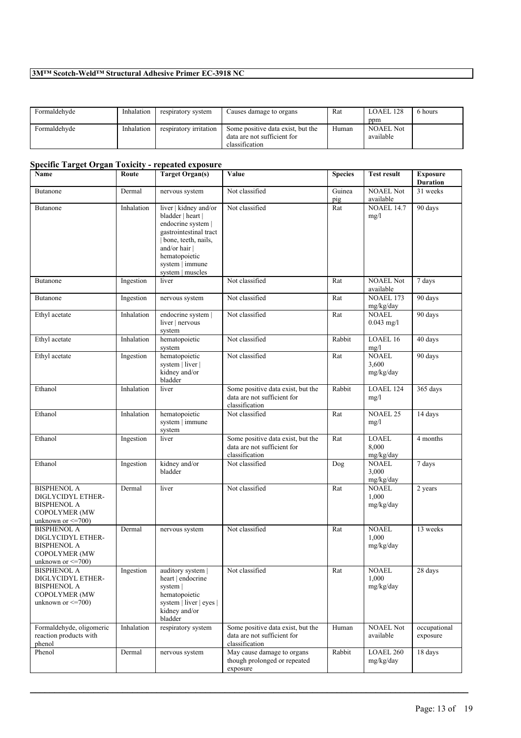| Formaldehyde | Inhalation | respiratory system | Causes damage to organs | Rat | LOAEL 128 ppm | 6 hours |
|---|---|---|---|---|---|---|
| Formaldehyde | Inhalation | respiratory irritation | Some positive data exist, but the data are not sufficient for classification | Human | NOAEL Not available | |

## Specific Target Organ Toxicity - repeated exposure

| Name | Route | Target Organ(s) | Value | Species | Test result | Exposure Duration |
|---|---|---|---|---|---|---|
| Butanone | Dermal | nervous system | Not classified | Guinea pig | NOAEL Not available | 31 weeks |
| Butanone | Inhalation | liver \| kidney and/or bladder \| heart \| endocrine system \| gastrointestinal tract \| bone, teeth, nails, and/or hair \| hematopoietic system \| immune system \| muscles | Not classified | Rat | NOAEL 14.7 mg/l | 90 days |
| Butanone | Ingestion | liver | Not classified | Rat | NOAEL Not available | 7 days |
| Butanone | Ingestion | nervous system | Not classified | Rat | NOAEL 173 mg/kg/day | 90 days |
| Ethyl acetate | Inhalation | endocrine system \| liver \| nervous system | Not classified | Rat | NOAEL 0.043 mg/l | 90 days |
| Ethyl acetate | Inhalation | hematopoietic system | Not classified | Rabbit | LOAEL 16 mg/l | 40 days |
| Ethyl acetate | Ingestion | hematopoietic system \| liver \| kidney and/or bladder | Not classified | Rat | NOAEL 3,600 mg/kg/day | 90 days |
| Ethanol | Inhalation | liver | Some positive data exist, but the data are not sufficient for classification | Rabbit | LOAEL 124 mg/l | 365 days |
| Ethanol | Inhalation | hematopoietic system \| immune system | Not classified | Rat | NOAEL 25 mg/l | 14 days |
| Ethanol | Ingestion | liver | Some positive data exist, but the data are not sufficient for classification | Rat | LOAEL 8,000 mg/kg/day | 4 months |
| Ethanol | Ingestion | kidney and/or bladder | Not classified | Dog | NOAEL 3,000 mg/kg/day | 7 days |
| BISPHENOL A DIGLYCIDYL ETHER-BISPHENOL A COPOLYMER (MW unknown or <=700) | Dermal | liver | Not classified | Rat | NOAEL 1,000 mg/kg/day | 2 years |
| BISPHENOL A DIGLYCIDYL ETHER-BISPHENOL A COPOLYMER (MW unknown or <=700) | Dermal | nervous system | Not classified | Rat | NOAEL 1,000 mg/kg/day | 13 weeks |
| BISPHENOL A DIGLYCIDYL ETHER-BISPHENOL A COPOLYMER (MW unknown or <=700) | Ingestion | auditory system \| heart \| endocrine system \| hematopoietic system \| liver \| eyes \| kidney and/or bladder | Not classified | Rat | NOAEL 1,000 mg/kg/day | 28 days |
| Formaldehyde, oligomeric reaction products with phenol | Inhalation | respiratory system | Some positive data exist, but the data are not sufficient for classification | Human | NOAEL Not available | occupational exposure |
| Phenol | Dermal | nervous system | May cause damage to organs though prolonged or repeated exposure | Rabbit | LOAEL 260 mg/kg/day | 18 days |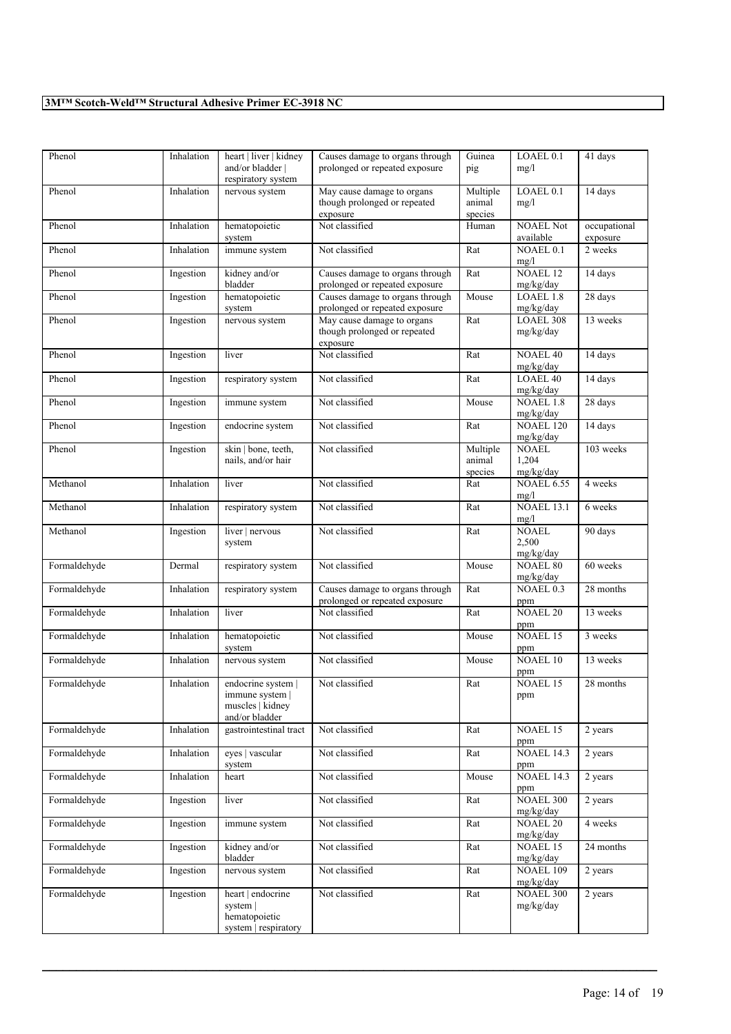| Phenol | Inhalation | heart \| liver \| kidney and/or bladder \| respiratory system | Causes damage to organs through prolonged or repeated exposure | Guinea pig | LOAEL 0.1 mg/l | 41 days |
|---|---|---|---|---|---|---|
| Phenol | Inhalation | nervous system | May cause damage to organs though prolonged or repeated exposure | Multiple animal species | LOAEL 0.1 mg/l | 14 days |
| Phenol | Inhalation | hematopoietic system | Not classified | Human | NOAEL Not available | occupational exposure |
| Phenol | Inhalation | immune system | Not classified | Rat | NOAEL 0.1 mg/l | 2 weeks |
| Phenol | Ingestion | kidney and/or bladder | Causes damage to organs through prolonged or repeated exposure | Rat | NOAEL 12 mg/kg/day | 14 days |
| Phenol | Ingestion | hematopoietic system | Causes damage to organs through prolonged or repeated exposure | Mouse | LOAEL 1.8 mg/kg/day | 28 days |
| Phenol | Ingestion | nervous system | May cause damage to organs though prolonged or repeated exposure | Rat | LOAEL 308 mg/kg/day | 13 weeks |
| Phenol | Ingestion | liver | Not classified | Rat | NOAEL 40 mg/kg/day | 14 days |
| Phenol | Ingestion | respiratory system | Not classified | Rat | LOAEL 40 mg/kg/day | 14 days |
| Phenol | Ingestion | immune system | Not classified | Mouse | NOAEL 1.8 mg/kg/day | 28 days |
| Phenol | Ingestion | endocrine system | Not classified | Rat | NOAEL 120 mg/kg/day | 14 days |
| Phenol | Ingestion | skin \| bone, teeth, nails, and/or hair | Not classified | Multiple animal species | NOAEL 1,204 mg/kg/day | 103 weeks |
| Methanol | Inhalation | liver | Not classified | Rat | NOAEL 6.55 mg/l | 4 weeks |
| Methanol | Inhalation | respiratory system | Not classified | Rat | NOAEL 13.1 mg/l | 6 weeks |
| Methanol | Ingestion | liver \| nervous system | Not classified | Rat | NOAEL 2,500 mg/kg/day | 90 days |
| Formaldehyde | Dermal | respiratory system | Not classified | Mouse | NOAEL 80 mg/kg/day | 60 weeks |
| Formaldehyde | Inhalation | respiratory system | Causes damage to organs through prolonged or repeated exposure | Rat | NOAEL 0.3 ppm | 28 months |
| Formaldehyde | Inhalation | liver | Not classified | Rat | NOAEL 20 ppm | 13 weeks |
| Formaldehyde | Inhalation | hematopoietic system | Not classified | Mouse | NOAEL 15 ppm | 3 weeks |
| Formaldehyde | Inhalation | nervous system | Not classified | Mouse | NOAEL 10 ppm | 13 weeks |
| Formaldehyde | Inhalation | endocrine system \| immune system \| muscles \| kidney and/or bladder | Not classified | Rat | NOAEL 15 ppm | 28 months |
| Formaldehyde | Inhalation | gastrointestinal tract | Not classified | Rat | NOAEL 15 ppm | 2 years |
| Formaldehyde | Inhalation | eyes \| vascular system | Not classified | Rat | NOAEL 14.3 ppm | 2 years |
| Formaldehyde | Inhalation | heart | Not classified | Mouse | NOAEL 14.3 ppm | 2 years |
| Formaldehyde | Ingestion | liver | Not classified | Rat | NOAEL 300 mg/kg/day | 2 years |
| Formaldehyde | Ingestion | immune system | Not classified | Rat | NOAEL 20 mg/kg/day | 4 weeks |
| Formaldehyde | Ingestion | kidney and/or bladder | Not classified | Rat | NOAEL 15 mg/kg/day | 24 months |
| Formaldehyde | Ingestion | nervous system | Not classified | Rat | NOAEL 109 mg/kg/day | 2 years |
| Formaldehyde | Ingestion | heart \| endocrine system \| hematopoietic system \| respiratory | Not classified | Rat | NOAEL 300 mg/kg/day | 2 years |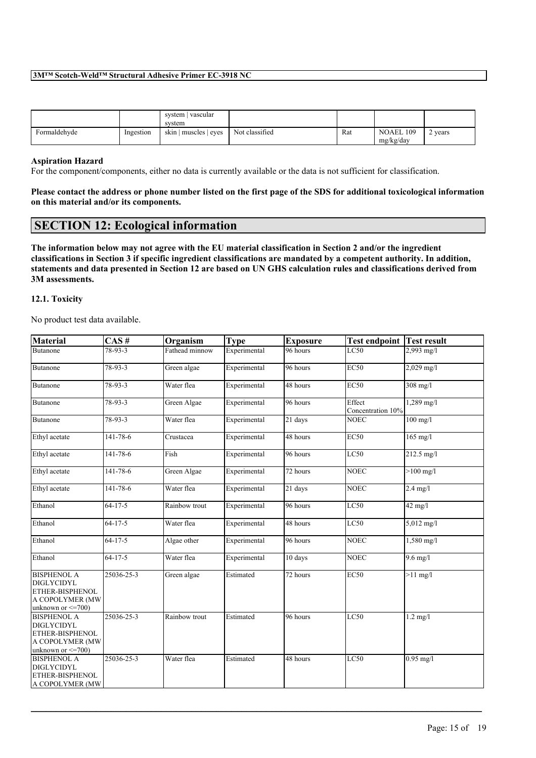|  |  | system | vascular system |  |  |  |  |
| --- | --- | --- | --- | --- | --- | --- |
| Formaldehyde | Ingestion | skin | muscles | eyes | Not classified | Rat | NOAEL 109 mg/kg/day | 2 years |

**Aspiration Hazard**

For the component/components, either no data is currently available or the data is not sufficient for classification.

**Please contact the address or phone number listed on the first page of the SDS for additional toxicological information on this material and/or its components.**

## SECTION 12: Ecological information

**The information below may not agree with the EU material classification in Section 2 and/or the ingredient classifications in Section 3 if specific ingredient classifications are mandated by a competent authority. In addition, statements and data presented in Section 12 are based on UN GHS calculation rules and classifications derived from 3M assessments.**

### 12.1. Toxicity

No product test data available.

| Material | CAS # | Organism | Type | Exposure | Test endpoint | Test result |
| --- | --- | --- | --- | --- | --- | --- |
| Butanone | 78-93-3 | Fathead minnow | Experimental | 96 hours | LC50 | 2,993 mg/l |
| Butanone | 78-93-3 | Green algae | Experimental | 96 hours | EC50 | 2,029 mg/l |
| Butanone | 78-93-3 | Water flea | Experimental | 48 hours | EC50 | 308 mg/l |
| Butanone | 78-93-3 | Green Algae | Experimental | 96 hours | Effect Concentration 10% | 1,289 mg/l |
| Butanone | 78-93-3 | Water flea | Experimental | 21 days | NOEC | 100 mg/l |
| Ethyl acetate | 141-78-6 | Crustacea | Experimental | 48 hours | EC50 | 165 mg/l |
| Ethyl acetate | 141-78-6 | Fish | Experimental | 96 hours | LC50 | 212.5 mg/l |
| Ethyl acetate | 141-78-6 | Green Algae | Experimental | 72 hours | NOEC | >100 mg/l |
| Ethyl acetate | 141-78-6 | Water flea | Experimental | 21 days | NOEC | 2.4 mg/l |
| Ethanol | 64-17-5 | Rainbow trout | Experimental | 96 hours | LC50 | 42 mg/l |
| Ethanol | 64-17-5 | Water flea | Experimental | 48 hours | LC50 | 5,012 mg/l |
| Ethanol | 64-17-5 | Algae other | Experimental | 96 hours | NOEC | 1,580 mg/l |
| Ethanol | 64-17-5 | Water flea | Experimental | 10 days | NOEC | 9.6 mg/l |
| BISPHENOL A DIGLYCIDYL ETHER-BISPHENOL A COPOLYMER (MW unknown or <=700) | 25036-25-3 | Green algae | Estimated | 72 hours | EC50 | >11 mg/l |
| BISPHENOL A DIGLYCIDYL ETHER-BISPHENOL A COPOLYMER (MW unknown or <=700) | 25036-25-3 | Rainbow trout | Estimated | 96 hours | LC50 | 1.2 mg/l |
| BISPHENOL A DIGLYCIDYL ETHER-BISPHENOL A COPOLYMER (MW | 25036-25-3 | Water flea | Estimated | 48 hours | LC50 | 0.95 mg/l |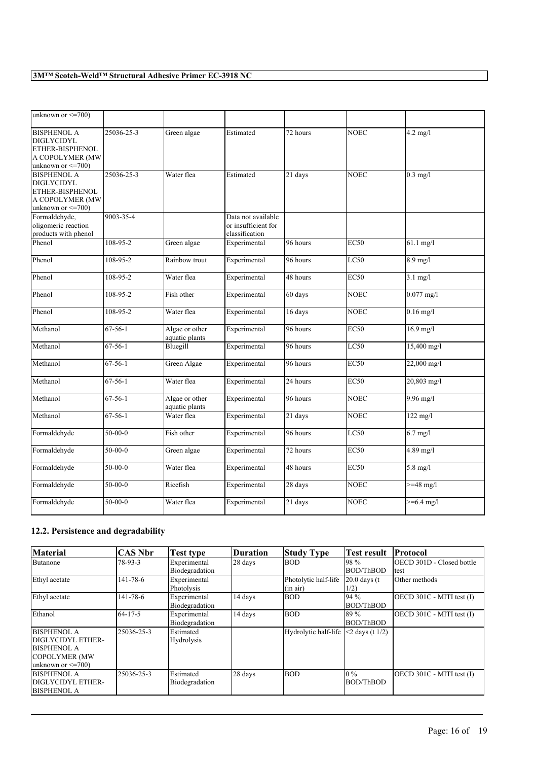| | | | | | | |
|---|---|---|---|---|---|---|
| unknown or <=700) | | | | | | |
| BISPHENOL A DIGLYCIDYL ETHER-BISPHENOL A COPOLYMER (MW unknown or <=700) | 25036-25-3 | Green algae | Estimated | 72 hours | NOEC | 4.2 mg/l |
| BISPHENOL A DIGLYCIDYL ETHER-BISPHENOL A COPOLYMER (MW unknown or <=700) | 25036-25-3 | Water flea | Estimated | 21 days | NOEC | 0.3 mg/l |
| Formaldehyde, oligomeric reaction products with phenol | 9003-35-4 | | Data not available or insufficient for classification | | | |
| Phenol | 108-95-2 | Green algae | Experimental | 96 hours | EC50 | 61.1 mg/l |
| Phenol | 108-95-2 | Rainbow trout | Experimental | 96 hours | LC50 | 8.9 mg/l |
| Phenol | 108-95-2 | Water flea | Experimental | 48 hours | EC50 | 3.1 mg/l |
| Phenol | 108-95-2 | Fish other | Experimental | 60 days | NOEC | 0.077 mg/l |
| Phenol | 108-95-2 | Water flea | Experimental | 16 days | NOEC | 0.16 mg/l |
| Methanol | 67-56-1 | Algae or other aquatic plants | Experimental | 96 hours | EC50 | 16.9 mg/l |
| Methanol | 67-56-1 | Bluegill | Experimental | 96 hours | LC50 | 15,400 mg/l |
| Methanol | 67-56-1 | Green Algae | Experimental | 96 hours | EC50 | 22,000 mg/l |
| Methanol | 67-56-1 | Water flea | Experimental | 24 hours | EC50 | 20,803 mg/l |
| Methanol | 67-56-1 | Algae or other aquatic plants | Experimental | 96 hours | NOEC | 9.96 mg/l |
| Methanol | 67-56-1 | Water flea | Experimental | 21 days | NOEC | 122 mg/l |
| Formaldehyde | 50-00-0 | Fish other | Experimental | 96 hours | LC50 | 6.7 mg/l |
| Formaldehyde | 50-00-0 | Green algae | Experimental | 72 hours | EC50 | 4.89 mg/l |
| Formaldehyde | 50-00-0 | Water flea | Experimental | 48 hours | EC50 | 5.8 mg/l |
| Formaldehyde | 50-00-0 | Ricefish | Experimental | 28 days | NOEC | >=48 mg/l |
| Formaldehyde | 50-00-0 | Water flea | Experimental | 21 days | NOEC | >=6.4 mg/l |

## 12.2. Persistence and degradability

| Material | CAS Nbr | Test type | Duration | Study Type | Test result | Protocol |
|---|---|---|---|---|---|---|
| Butanone | 78-93-3 | Experimental Biodegradation | 28 days | BOD | 98 % BOD/ThBOD | OECD 301D - Closed bottle test |
| Ethyl acetate | 141-78-6 | Experimental Photolysis | | Photolytic half-life (in air) | 20.0 days (t 1/2) | Other methods |
| Ethyl acetate | 141-78-6 | Experimental Biodegradation | 14 days | BOD | 94 % BOD/ThBOD | OECD 301C - MITI test (I) |
| Ethanol | 64-17-5 | Experimental Biodegradation | 14 days | BOD | 89 % BOD/ThBOD | OECD 301C - MITI test (I) |
| BISPHENOL A DIGLYCIDYL ETHER-BISPHENOL A COPOLYMER (MW unknown or <=700) | 25036-25-3 | Estimated Hydrolysis | | Hydrolytic half-life | <2 days (t 1/2) | |
| BISPHENOL A DIGLYCIDYL ETHER-BISPHENOL A | 25036-25-3 | Estimated Biodegradation | 28 days | BOD | 0 % BOD/ThBOD | OECD 301C - MITI test (I) |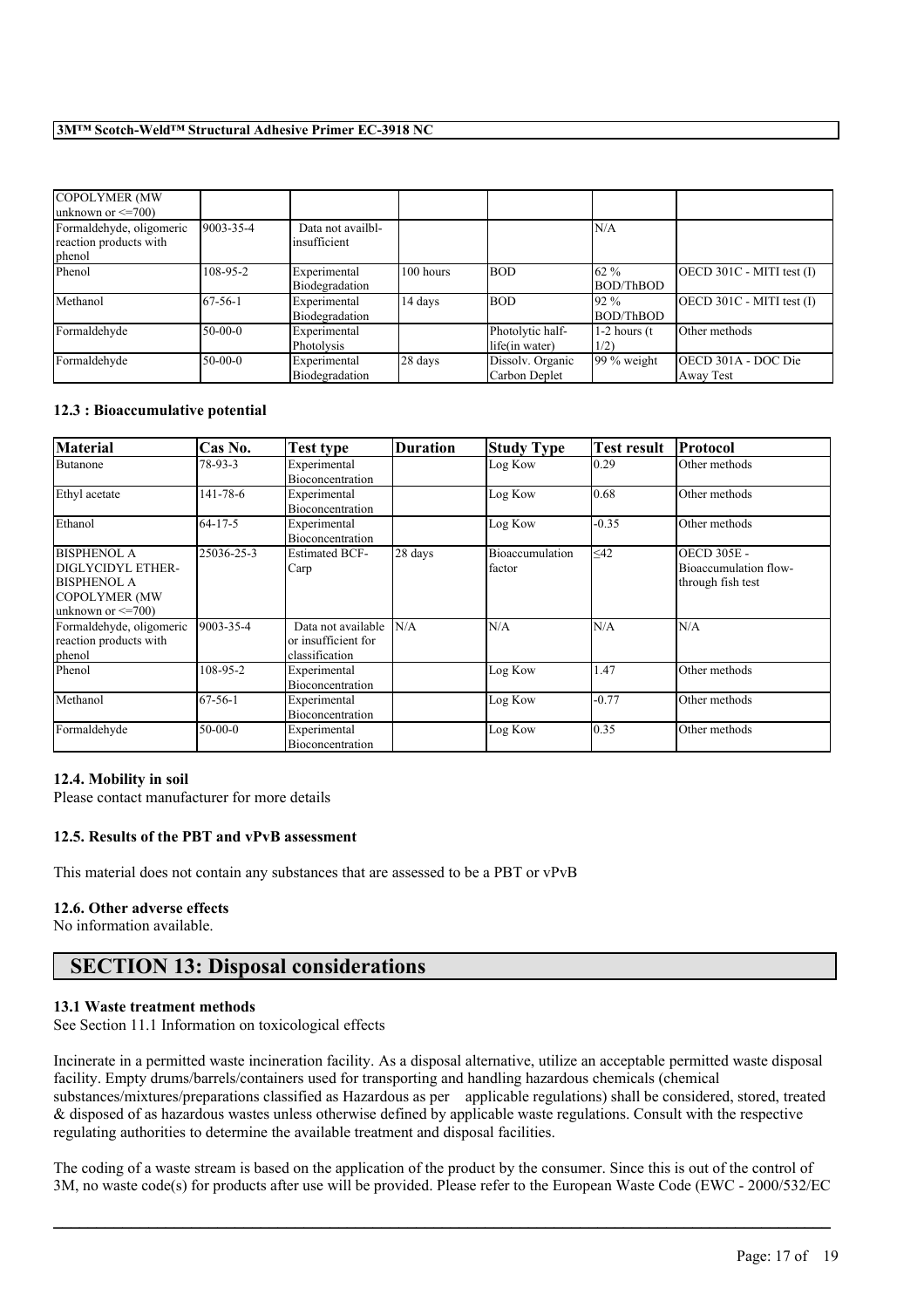| | | | | | | |
|---|---|---|---|---|---|---|
| COPOLYMER (MW unknown or <=700) | | | | | | |
| Formaldehyde, oligomeric reaction products with phenol | 9003-35-4 | Data not availbl-insufficient | | | N/A | |
| Phenol | 108-95-2 | Experimental Biodegradation | 100 hours | BOD | 62 % BOD/ThBOD | OECD 301C - MITI test (I) |
| Methanol | 67-56-1 | Experimental Biodegradation | 14 days | BOD | 92 % BOD/ThBOD | OECD 301C - MITI test (I) |
| Formaldehyde | 50-00-0 | Experimental Photolysis | | Photolytic half-life(in water) | 1-2 hours (t 1/2) | Other methods |
| Formaldehyde | 50-00-0 | Experimental Biodegradation | 28 days | Dissolv. Organic Carbon Deplet | 99 % weight | OECD 301A - DOC Die Away Test |

### 12.3 : Bioaccumulative potential

| Material | Cas No. | Test type | Duration | Study Type | Test result | Protocol |
|---|---|---|---|---|---|---|
| Butanone | 78-93-3 | Experimental Bioconcentration | | Log Kow | 0.29 | Other methods |
| Ethyl acetate | 141-78-6 | Experimental Bioconcentration | | Log Kow | 0.68 | Other methods |
| Ethanol | 64-17-5 | Experimental Bioconcentration | | Log Kow | -0.35 | Other methods |
| BISPHENOL A DIGLYCIDYL ETHER-BISPHENOL A COPOLYMER (MW unknown or <=700) | 25036-25-3 | Estimated BCF-Carp | 28 days | Bioaccumulation factor | ≤42 | OECD 305E - Bioaccumulation flow-through fish test |
| Formaldehyde, oligomeric reaction products with phenol | 9003-35-4 | Data not available or insufficient for classification | N/A | N/A | N/A | N/A |
| Phenol | 108-95-2 | Experimental Bioconcentration | | Log Kow | 1.47 | Other methods |
| Methanol | 67-56-1 | Experimental Bioconcentration | | Log Kow | -0.77 | Other methods |
| Formaldehyde | 50-00-0 | Experimental Bioconcentration | | Log Kow | 0.35 | Other methods |

### 12.4. Mobility in soil

Please contact manufacturer for more details

### 12.5. Results of the PBT and vPvB assessment

This material does not contain any substances that are assessed to be a PBT or vPvB

### 12.6. Other adverse effects

No information available.

## SECTION 13: Disposal considerations

### 13.1 Waste treatment methods

See Section 11.1 Information on toxicological effects

Incinerate in a permitted waste incineration facility. As a disposal alternative, utilize an acceptable permitted waste disposal facility. Empty drums/barrels/containers used for transporting and handling hazardous chemicals (chemical substances/mixtures/preparations classified as Hazardous as per applicable regulations) shall be considered, stored, treated & disposed of as hazardous wastes unless otherwise defined by applicable waste regulations. Consult with the respective regulating authorities to determine the available treatment and disposal facilities.

The coding of a waste stream is based on the application of the product by the consumer. Since this is out of the control of 3M, no waste code(s) for products after use will be provided. Please refer to the European Waste Code (EWC - 2000/532/EC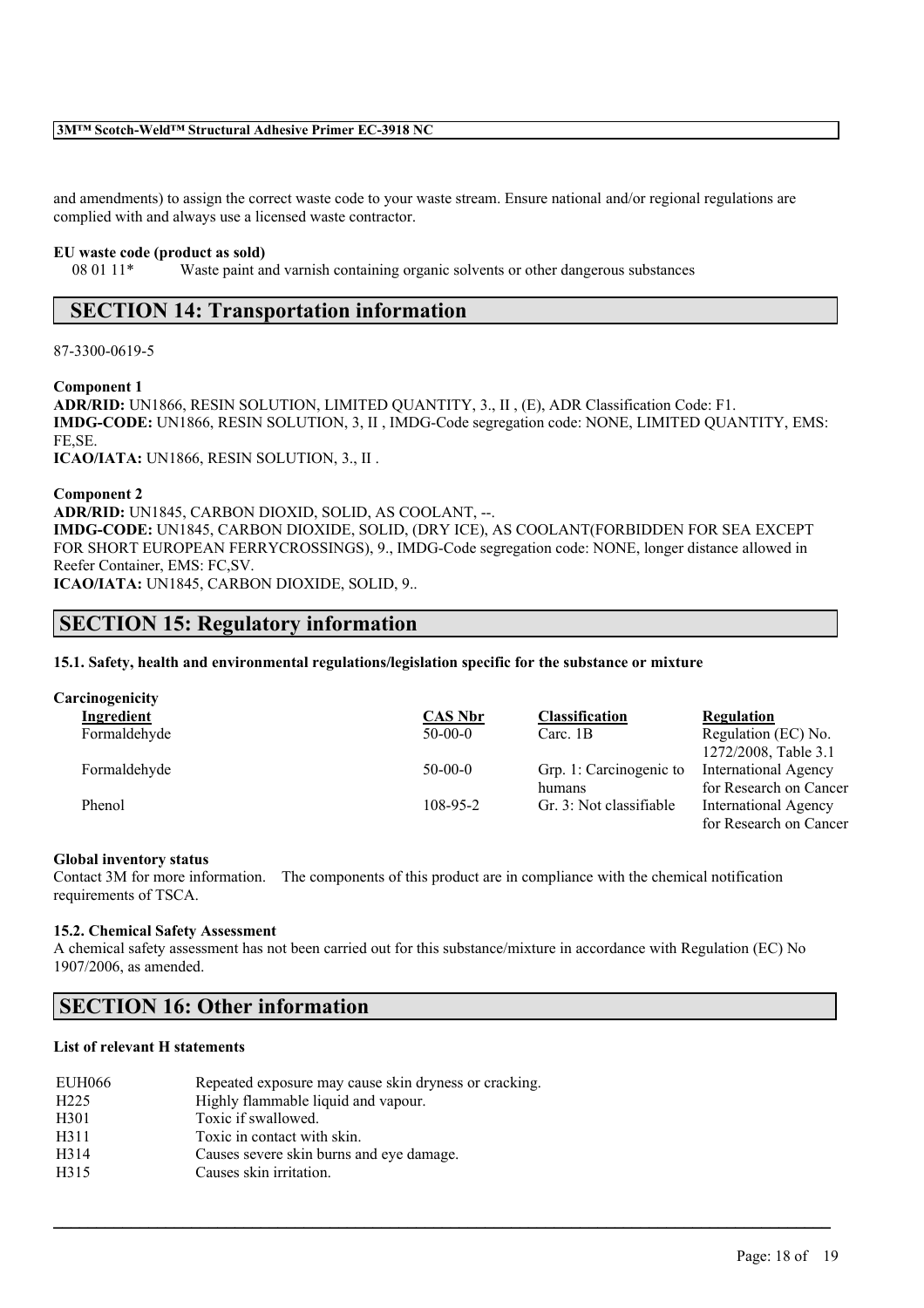and amendments) to assign the correct waste code to your waste stream. Ensure national and/or regional regulations are complied with and always use a licensed waste contractor.

**EU waste code (product as sold)**

08 01 11* Waste paint and varnish containing organic solvents or other dangerous substances

## SECTION 14: Transportation information

87-3300-0619-5

**Component 1**

**ADR/RID:** UN1866, RESIN SOLUTION, LIMITED QUANTITY, 3., II , (E), ADR Classification Code: F1.
**IMDG-CODE:** UN1866, RESIN SOLUTION, 3, II , IMDG-Code segregation code: NONE, LIMITED QUANTITY, EMS: FE,SE.
**ICAO/IATA:** UN1866, RESIN SOLUTION, 3., II .

**Component 2**

**ADR/RID:** UN1845, CARBON DIOXID, SOLID, AS COOLANT, --.
**IMDG-CODE:** UN1845, CARBON DIOXIDE, SOLID, (DRY ICE), AS COOLANT(FORBIDDEN FOR SEA EXCEPT FOR SHORT EUROPEAN FERRYCROSSINGS), 9., IMDG-Code segregation code: NONE, longer distance allowed in Reefer Container, EMS: FC,SV.
**ICAO/IATA:** UN1845, CARBON DIOXIDE, SOLID, 9..

## SECTION 15: Regulatory information

**15.1. Safety, health and environmental regulations/legislation specific for the substance or mixture**

**Carcinogenicity**

| Ingredient | CAS Nbr | Classification | Regulation |
|---|---|---|---|
| Formaldehyde | 50-00-0 | Carc. 1B | Regulation (EC) No. 1272/2008, Table 3.1 |
| Formaldehyde | 50-00-0 | Grp. 1: Carcinogenic to humans | International Agency for Research on Cancer |
| Phenol | 108-95-2 | Gr. 3: Not classifiable | International Agency for Research on Cancer |

**Global inventory status**

Contact 3M for more information. The components of this product are in compliance with the chemical notification requirements of TSCA.

**15.2. Chemical Safety Assessment**

A chemical safety assessment has not been carried out for this substance/mixture in accordance with Regulation (EC) No 1907/2006, as amended.

## SECTION 16: Other information

**List of relevant H statements**

| | |
|---|---|
| EUH066 | Repeated exposure may cause skin dryness or cracking. |
| H225 | Highly flammable liquid and vapour. |
| H301 | Toxic if swallowed. |
| H311 | Toxic in contact with skin. |
| H314 | Causes severe skin burns and eye damage. |
| H315 | Causes skin irritation. |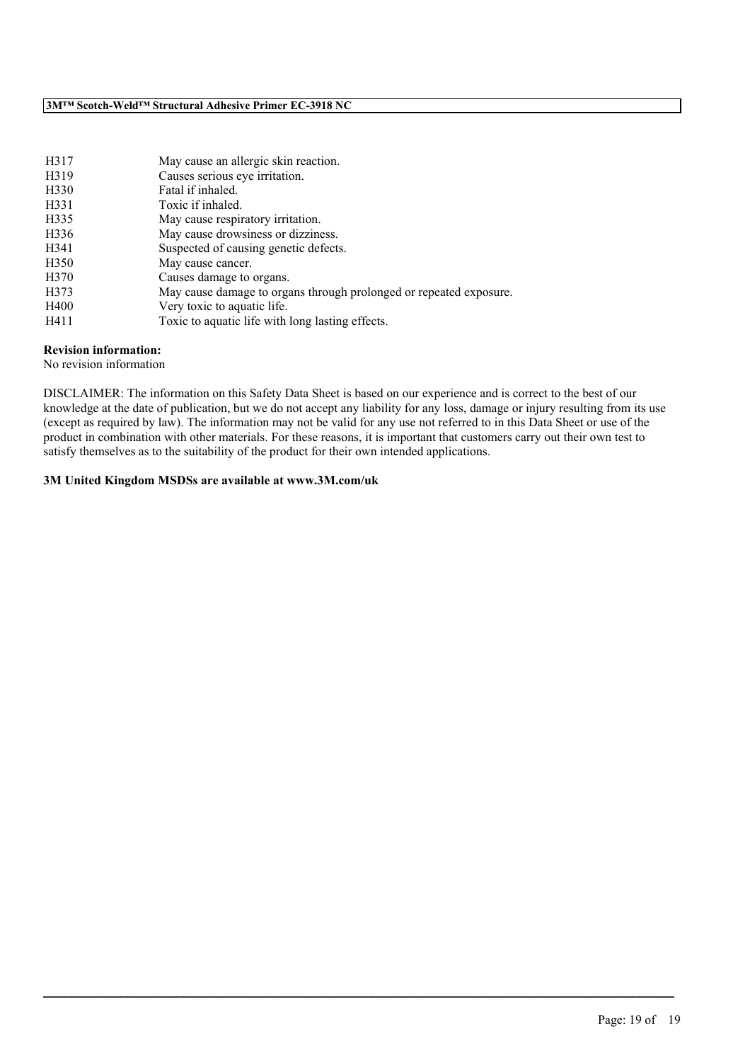| | |
|---|---|
| H317 | May cause an allergic skin reaction. |
| H319 | Causes serious eye irritation. |
| H330 | Fatal if inhaled. |
| H331 | Toxic if inhaled. |
| H335 | May cause respiratory irritation. |
| H336 | May cause drowsiness or dizziness. |
| H341 | Suspected of causing genetic defects. |
| H350 | May cause cancer. |
| H370 | Causes damage to organs. |
| H373 | May cause damage to organs through prolonged or repeated exposure. |
| H400 | Very toxic to aquatic life. |
| H411 | Toxic to aquatic life with long lasting effects. |

**Revision information:**
No revision information

DISCLAIMER: The information on this Safety Data Sheet is based on our experience and is correct to the best of our knowledge at the date of publication, but we do not accept any liability for any loss, damage or injury resulting from its use (except as required by law). The information may not be valid for any use not referred to in this Data Sheet or use of the product in combination with other materials. For these reasons, it is important that customers carry out their own test to satisfy themselves as to the suitability of the product for their own intended applications.

**3M United Kingdom MSDSs are available at www.3M.com/uk**